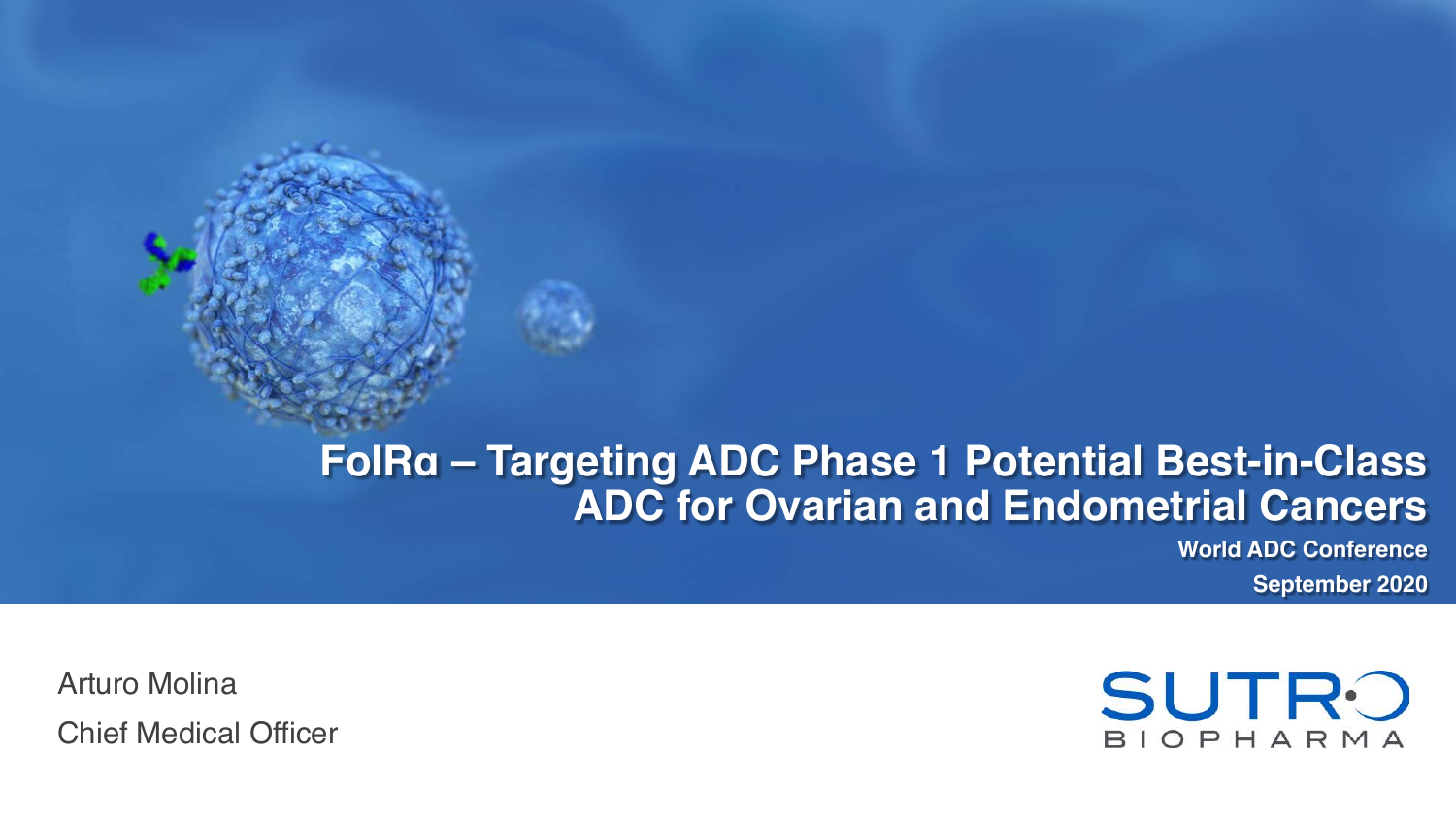# FolRα – Targeting ADC Phase 1 Potential Best-in-Class ADC for Ovarian and Endometrial Cancers

**World ADC Conference**

**September 2020**

Arturo Molina

Chief Medical Officer

SUTRO BIOPHARMA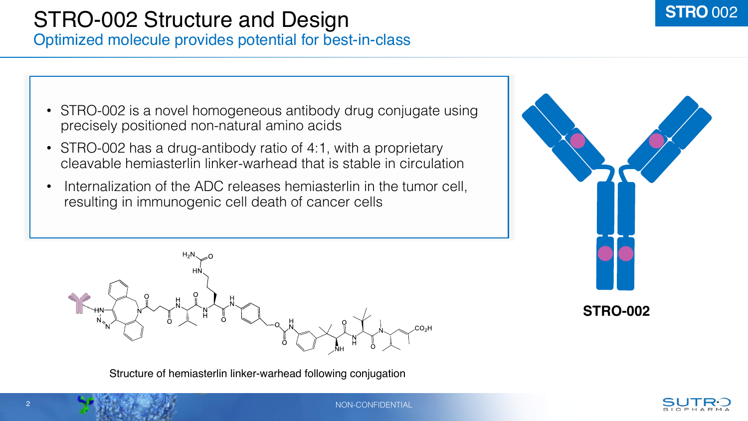# STRO-002 Structure and Design

## Optimized molecule provides potential for best-in-class

- STRO-002 is a novel homogeneous antibody drug conjugate using precisely positioned non-natural amino acids
- STRO-002 has a drug-antibody ratio of 4:1, with a proprietary cleavable hemiasterlin linker-warhead that is stable in circulation
- Internalization of the ADC releases hemiasterlin in the tumor cell, resulting in immunogenic cell death of cancer cells

Structure of hemiasterlin linker-warhead following conjugation

**STRO-002**

NON-CONFIDENTIAL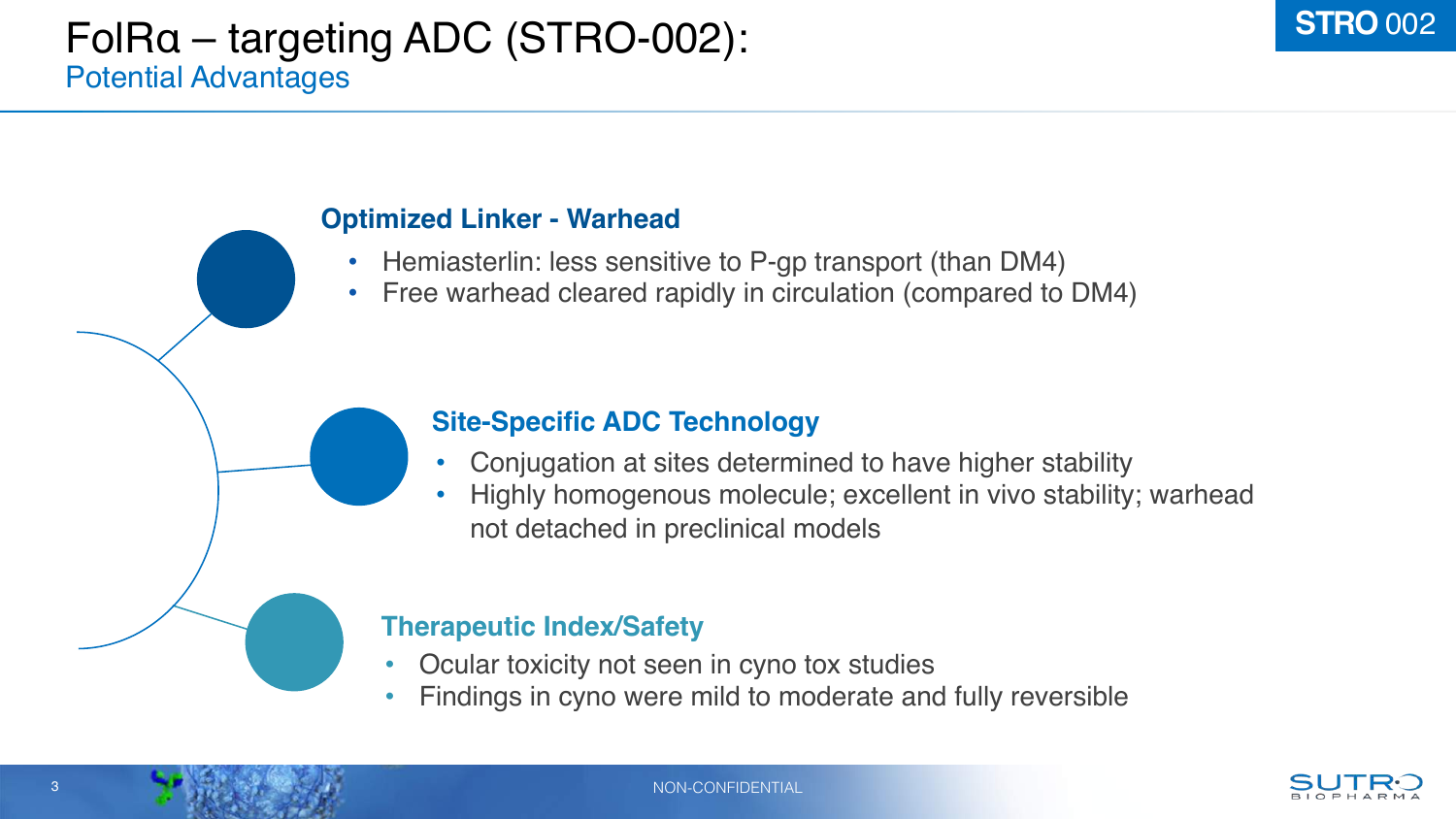# FolRα – targeting ADC (STRO-002):

## Potential Advantages

STRO 002

### Optimized Linker - Warhead

- Hemiasterlin: less sensitive to P-gp transport (than DM4)
- Free warhead cleared rapidly in circulation (compared to DM4)

### Site-Specific ADC Technology

- Conjugation at sites determined to have higher stability
- Highly homogenous molecule; excellent in vivo stability; warhead not detached in preclinical models

### Therapeutic Index/Safety

- Ocular toxicity not seen in cyno tox studies
- Findings in cyno were mild to moderate and fully reversible

NON-CONFIDENTIAL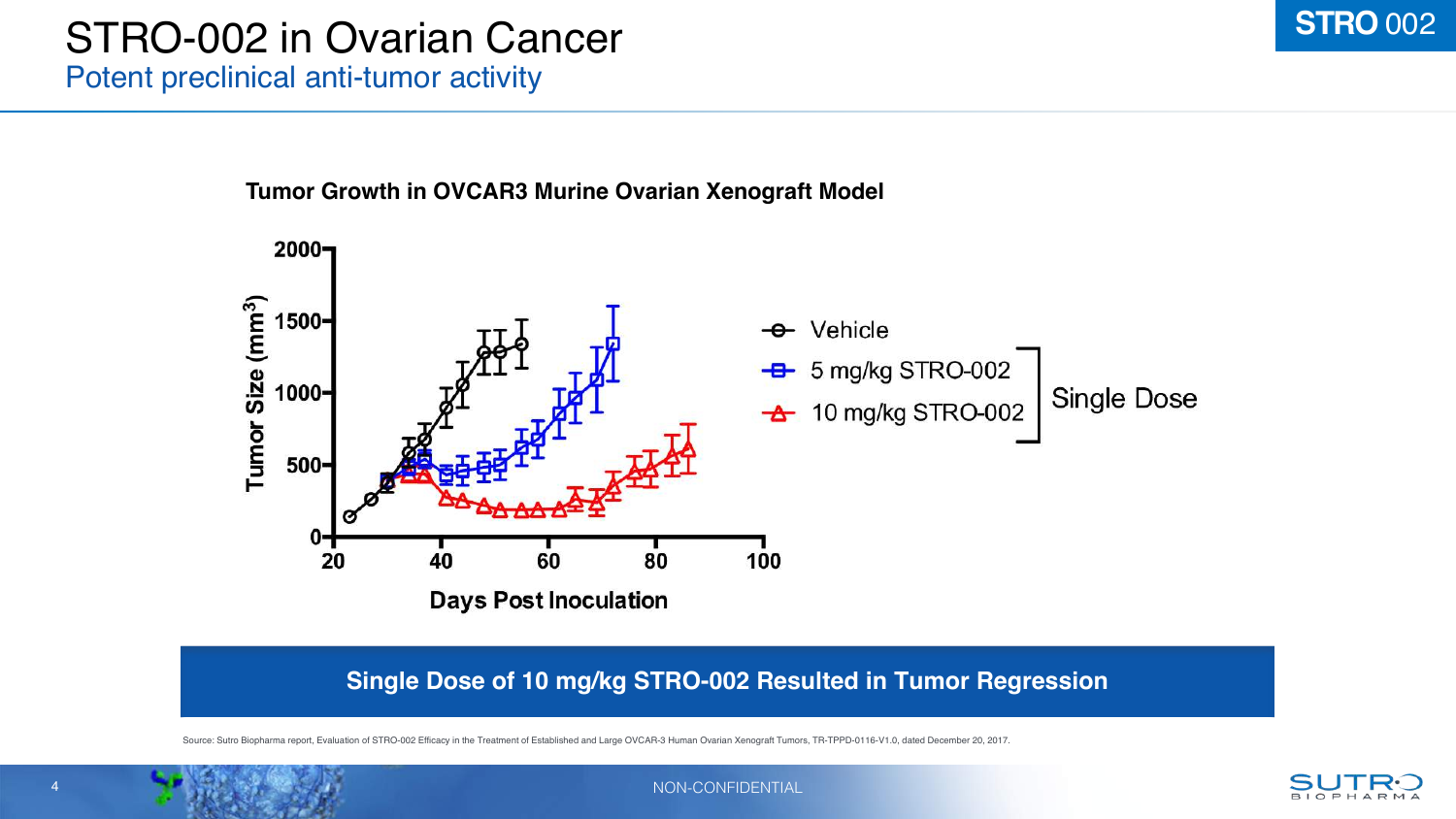# STRO-002 in Ovarian Cancer

## Potent preclinical anti-tumor activity

STRO 002

**Tumor Growth in OVCAR3 Murine Ovarian Xenograft Model**

Tumor Size ($mm^3$)

2000
1500
1000
500
0

20
40
60
80
100

Days Post Inoculation

Vehicle
5 mg/kg STRO-002
10 mg/kg STRO-002

Single Dose

**Single Dose of 10 mg/kg STRO-002 Resulted in Tumor Regression**

Source: Sutro Biopharma report, Evaluation of STRO-002 Efficacy in the Treatment of Established and Large OVCAR-3 Human Ovarian Xenograft Tumors, TR-TPPD-0116-V1.0, dated December 20, 2017.

NON-CONFIDENTIAL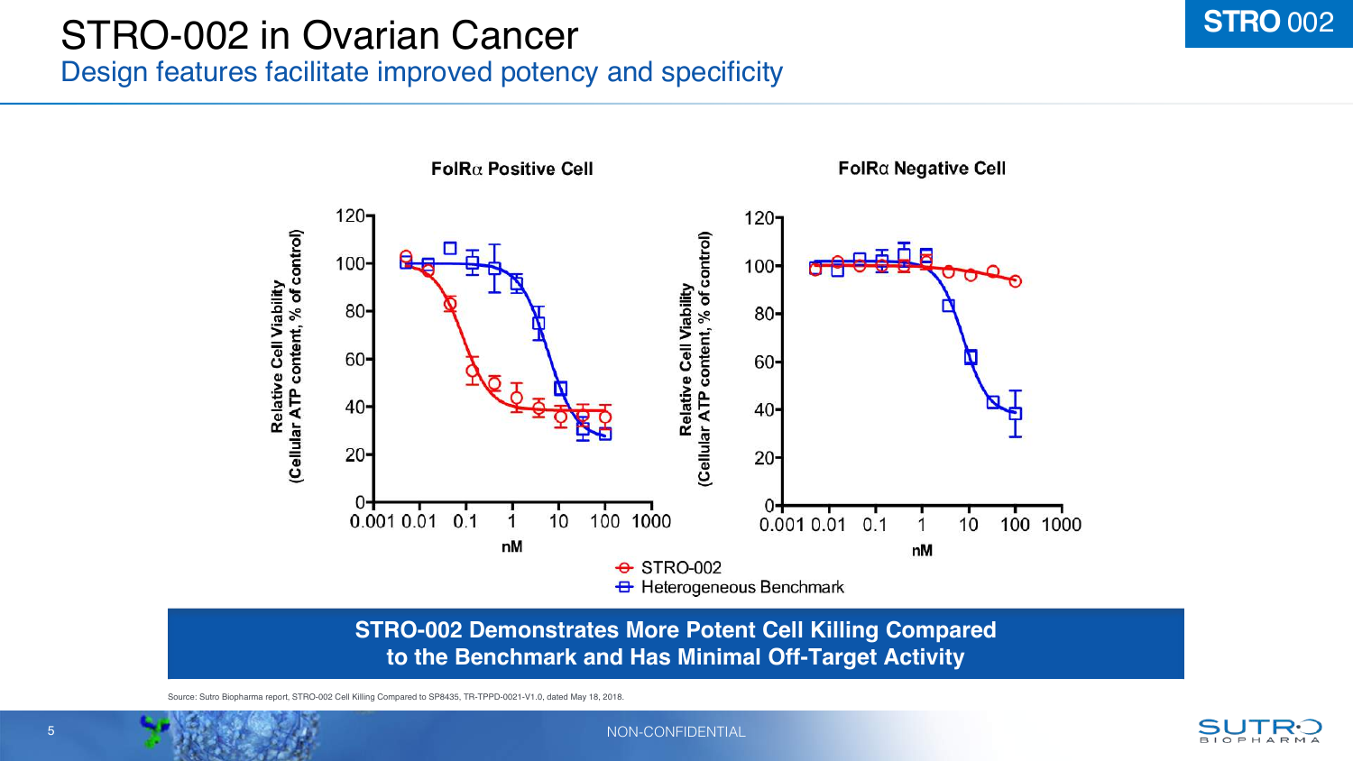# STRO-002 in Ovarian Cancer

## Design features facilitate improved potency and specificity

STRO 002

FolRα Positive Cell

Relative Cell Viability (Cellular ATP content, % of control)

0
20
40
60
80
100
120

0.001 0.01 0.1 1 10 100 1000

nM

FolRα Negative Cell

Relative Cell Viability (Cellular ATP content, % of control)

0
20
40
60
80
100
120

0.001 0.01 0.1 1 10 100 1000

nM

STRO-002

Heterogeneous Benchmark

**STRO-002 Demonstrates More Potent Cell Killing Compared to the Benchmark and Has Minimal Off-Target Activity**

Source: Sutro Biopharma report, STRO-002 Cell Killing Compared to SP8435, TR-TPPD-0021-V1.0, dated May 18, 2018.

NON-CONFIDENTIAL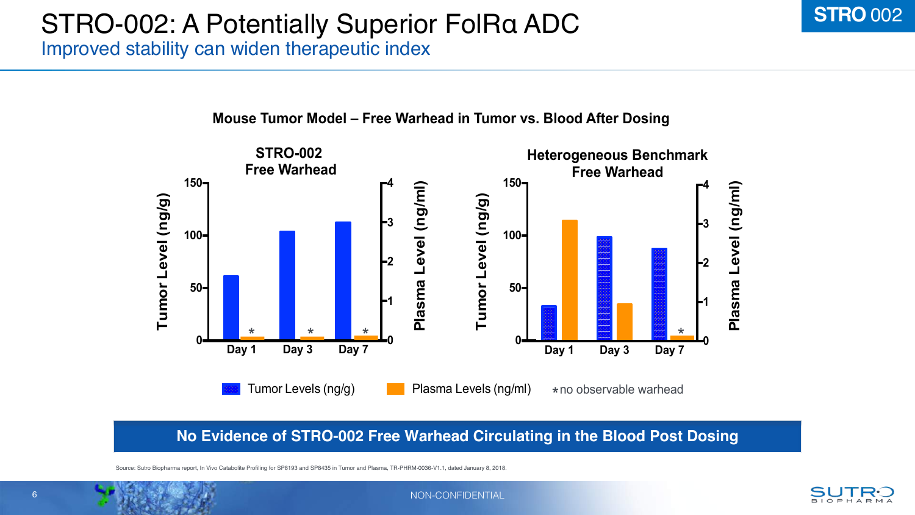# STRO-002: A Potentially Superior FolRα ADC

## Improved stability can widen therapeutic index

STRO 002

**Mouse Tumor Model – Free Warhead in Tumor vs. Blood After Dosing**

**STRO-002 Free Warhead**

Tumor Level (ng/g)

150
100
50
0

Plasma Level (ng/ml)

4
3
2
1
0

Day 1 *
Day 3 *
Day 7 *

**Heterogeneous Benchmark Free Warhead**

Tumor Level (ng/g)

150
100
50
0

Plasma Level (ng/ml)

4
3
2
1
0

Day 1
Day 3
Day 7 *

Tumor Levels (ng/g)　Plasma Levels (ng/ml)　*no observable warhead

**No Evidence of STRO-002 Free Warhead Circulating in the Blood Post Dosing**

Source: Sutro Biopharma report, In Vivo Catabolite Profiling for SP8193 and SP8435 in Tumor and Plasma, TR-PHRM-0036-V1.1, dated January 8, 2018.

NON-CONFIDENTIAL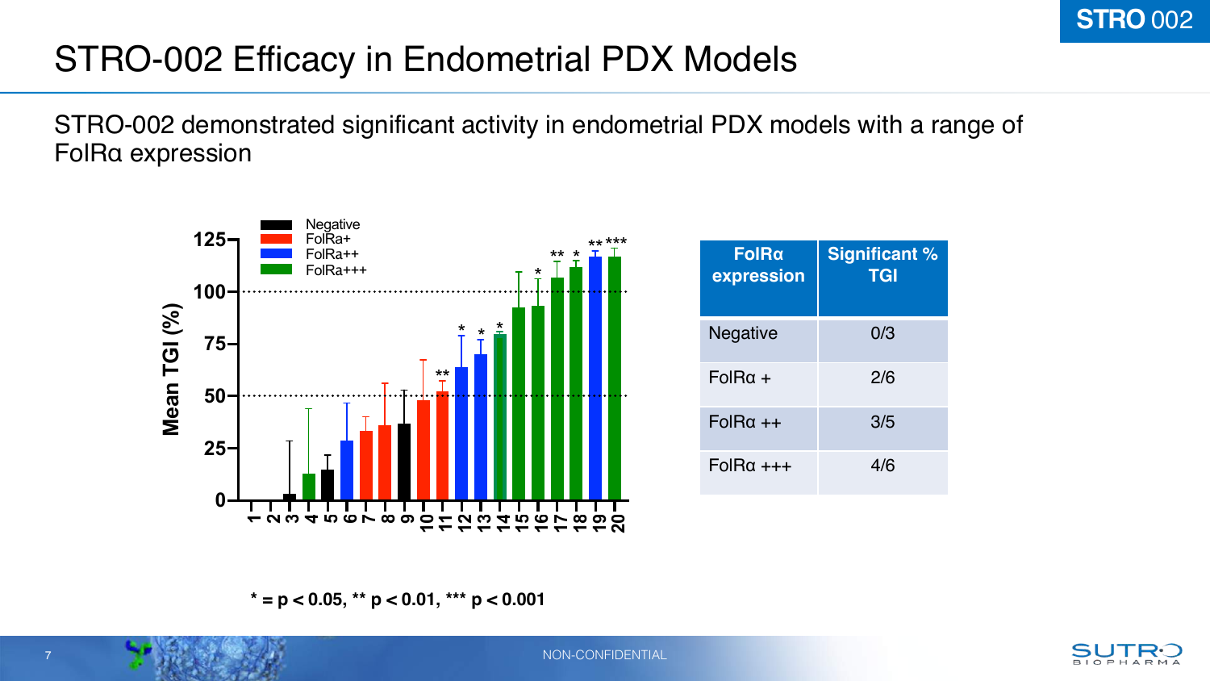# STRO-002 Efficacy in Endometrial PDX Models

STRO-002 demonstrated significant activity in endometrial PDX models with a range of FolRα expression

Negative
FolRa+
FolRa++
FolRa+++

Mean TGI (%)

0
25
50
75
100
125

1 2 3 4 5 6 7 8 9 10 11 12 13 14 15 16 17 18 19 20

** * * * * ** * ** ***

* = p < 0.05, ** p < 0.01, *** p < 0.001

| FolRα expression | Significant % TGI |
|---|---|
| Negative | 0/3 |
| FolRα + | 2/6 |
| FolRα ++ | 3/5 |
| FolRα +++ | 4/6 |

NON-CONFIDENTIAL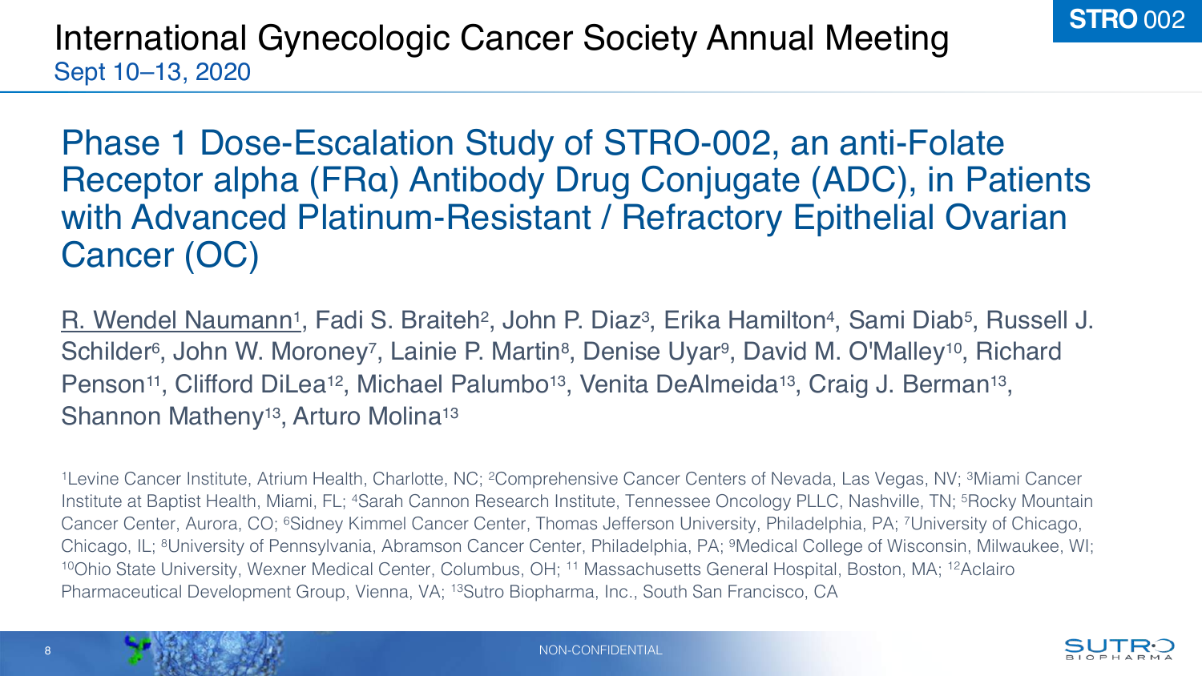# International Gynecologic Cancer Society Annual Meeting

Sept 10–13, 2020

## Phase 1 Dose-Escalation Study of STRO-002, an anti-Folate Receptor alpha (FRα) Antibody Drug Conjugate (ADC), in Patients with Advanced Platinum-Resistant / Refractory Epithelial Ovarian Cancer (OC)

R. Wendel Naumann[1], Fadi S. Braiteh[2], John P. Diaz[3], Erika Hamilton[4], Sami Diab[5], Russell J. Schilder[6], John W. Moroney[7], Lainie P. Martin[8], Denise Uyar[9], David M. O'Malley[10], Richard Penson[11], Clifford DiLea[12], Michael Palumbo[13], Venita DeAlmeida[13], Craig J. Berman[13], Shannon Matheny[13], Arturo Molina[13]

[1]Levine Cancer Institute, Atrium Health, Charlotte, NC; [2]Comprehensive Cancer Centers of Nevada, Las Vegas, NV; [3]Miami Cancer Institute at Baptist Health, Miami, FL; [4]Sarah Cannon Research Institute, Tennessee Oncology PLLC, Nashville, TN; [5]Rocky Mountain Cancer Center, Aurora, CO; [6]Sidney Kimmel Cancer Center, Thomas Jefferson University, Philadelphia, PA; [7]University of Chicago, Chicago, IL; [8]University of Pennsylvania, Abramson Cancer Center, Philadelphia, PA; [9]Medical College of Wisconsin, Milwaukee, WI; [10]Ohio State University, Wexner Medical Center, Columbus, OH; [11] Massachusetts General Hospital, Boston, MA; [12]Aclairo Pharmaceutical Development Group, Vienna, VA; [13]Sutro Biopharma, Inc., South San Francisco, CA

NON-CONFIDENTIAL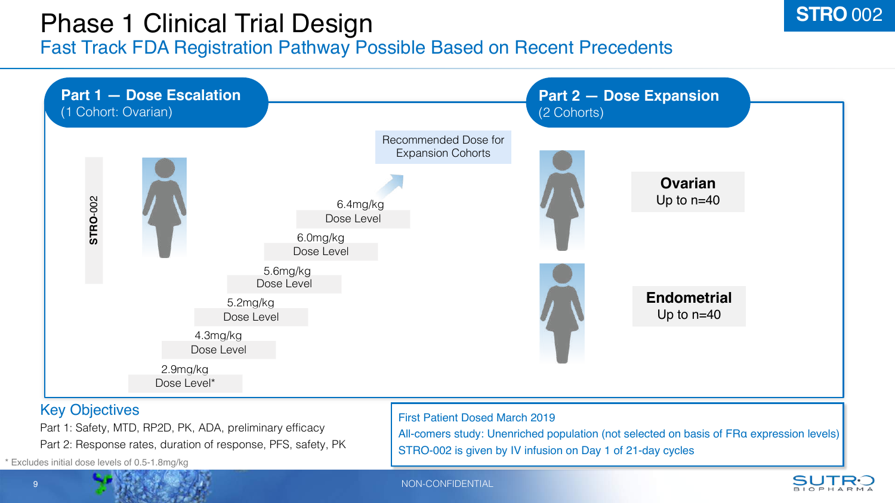# Phase 1 Clinical Trial Design

## Fast Track FDA Registration Pathway Possible Based on Recent Precedents

STRO 002

### Part 1 — Dose Escalation
(1 Cohort: Ovarian)

STRO-002

2.9mg/kg
Dose Level*

4.3mg/kg
Dose Level

5.2mg/kg
Dose Level

5.6mg/kg
Dose Level

6.0mg/kg
Dose Level

6.4mg/kg
Dose Level

Recommended Dose for Expansion Cohorts

### Part 2 — Dose Expansion
(2 Cohorts)

**Ovarian**
Up to n=40

**Endometrial**
Up to n=40

### Key Objectives

Part 1: Safety, MTD, RP2D, PK, ADA, preliminary efficacy

Part 2: Response rates, duration of response, PFS, safety, PK

First Patient Dosed March 2019

All-comers study: Unenriched population (not selected on basis of FRα expression levels)

STRO-002 is given by IV infusion on Day 1 of 21-day cycles

\* Excludes initial dose levels of 0.5-1.8mg/kg

NON-CONFIDENTIAL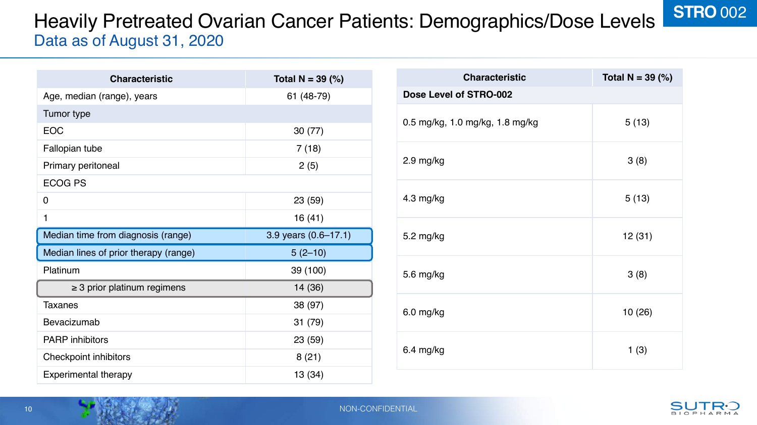# Heavily Pretreated Ovarian Cancer Patients: Demographics/Dose Levels

## Data as of August 31, 2020

STRO 002

| Characteristic | Total N = 39 (%) |
|---|---|
| Age, median (range), years | 61 (48-79) |
| Tumor type | |
| EOC | 30 (77) |
| Fallopian tube | 7 (18) |
| Primary peritoneal | 2 (5) |
| ECOG PS | |
| 0 | 23 (59) |
| 1 | 16 (41) |
| Median time from diagnosis (range) | 3.9 years (0.6–17.1) |
| Median lines of prior therapy (range) | 5 (2–10) |
| Platinum | 39 (100) |
| ≥ 3 prior platinum regimens | 14 (36) |
| Taxanes | 38 (97) |
| Bevacizumab | 31 (79) |
| PARP inhibitors | 23 (59) |
| Checkpoint inhibitors | 8 (21) |
| Experimental therapy | 13 (34) |

| Characteristic | Total N = 39 (%) |
|---|---|
| **Dose Level of STRO-002** | |
| 0.5 mg/kg, 1.0 mg/kg, 1.8 mg/kg | 5 (13) |
| 2.9 mg/kg | 3 (8) |
| 4.3 mg/kg | 5 (13) |
| 5.2 mg/kg | 12 (31) |
| 5.6 mg/kg | 3 (8) |
| 6.0 mg/kg | 10 (26) |
| 6.4 mg/kg | 1 (3) |

NON-CONFIDENTIAL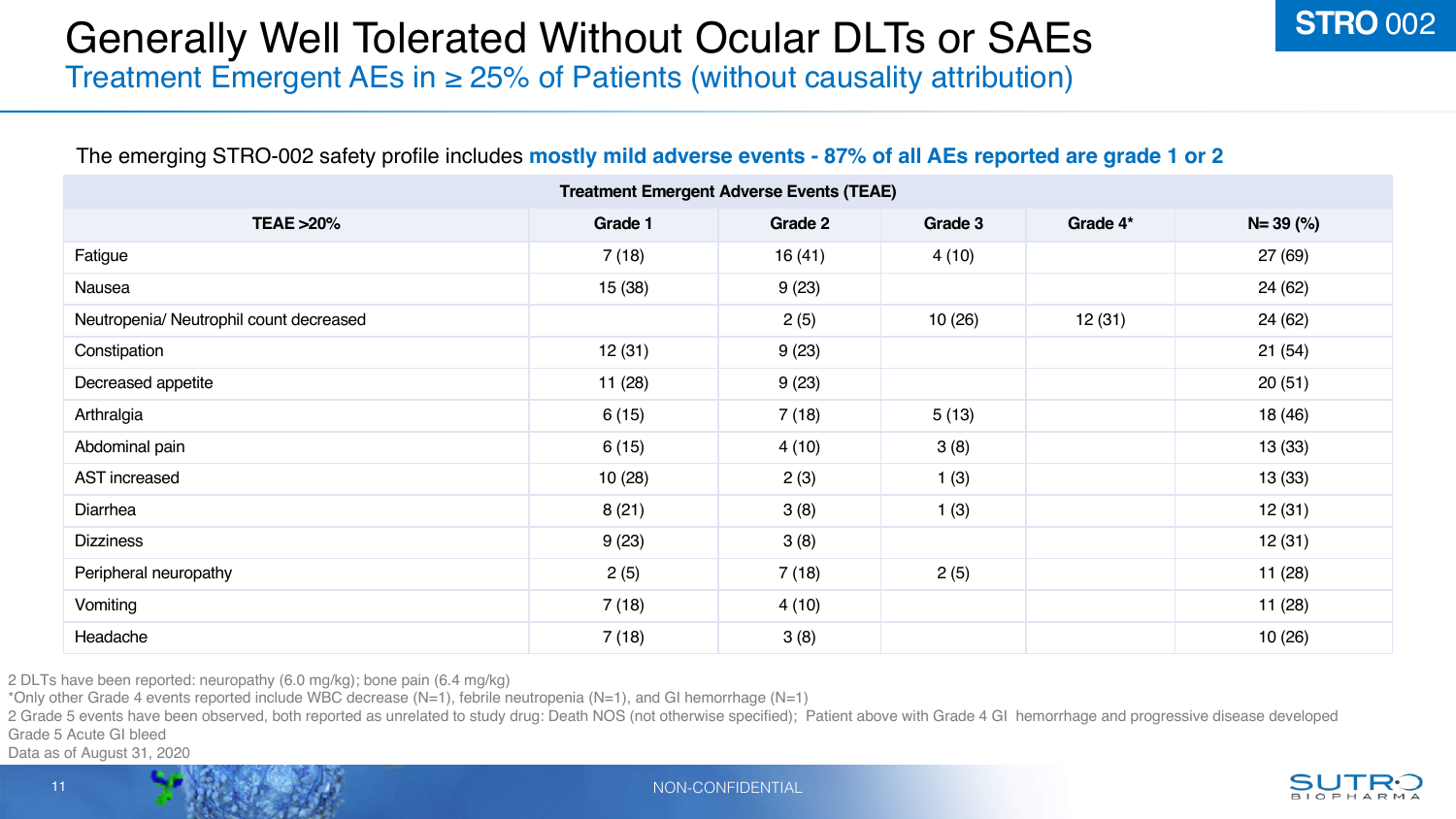# Generally Well Tolerated Without Ocular DLTs or SAEs

## Treatment Emergent AEs in ≥ 25% of Patients (without causality attribution)

The emerging STRO-002 safety profile includes **mostly mild adverse events - 87% of all AEs reported are grade 1 or 2**

| Treatment Emergent Adverse Events (TEAE) | | | | | |
|---|---|---|---|---|---|
| **TEAE >20%** | **Grade 1** | **Grade 2** | **Grade 3** | **Grade 4*** | **N= 39 (%)** |
| Fatigue | 7 (18) | 16 (41) | 4 (10) | | 27 (69) |
| Nausea | 15 (38) | 9 (23) | | | 24 (62) |
| Neutropenia/ Neutrophil count decreased | | 2 (5) | 10 (26) | 12 (31) | 24 (62) |
| Constipation | 12 (31) | 9 (23) | | | 21 (54) |
| Decreased appetite | 11 (28) | 9 (23) | | | 20 (51) |
| Arthralgia | 6 (15) | 7 (18) | 5 (13) | | 18 (46) |
| Abdominal pain | 6 (15) | 4 (10) | 3 (8) | | 13 (33) |
| AST increased | 10 (28) | 2 (3) | 1 (3) | | 13 (33) |
| Diarrhea | 8 (21) | 3 (8) | 1 (3) | | 12 (31) |
| Dizziness | 9 (23) | 3 (8) | | | 12 (31) |
| Peripheral neuropathy | 2 (5) | 7 (18) | 2 (5) | | 11 (28) |
| Vomiting | 7 (18) | 4 (10) | | | 11 (28) |
| Headache | 7 (18) | 3 (8) | | | 10 (26) |

2 DLTs have been reported: neuropathy (6.0 mg/kg); bone pain (6.4 mg/kg)

*Only other Grade 4 events reported include WBC decrease (N=1), febrile neutropenia (N=1), and GI hemorrhage (N=1)

2 Grade 5 events have been observed, both reported as unrelated to study drug: Death NOS (not otherwise specified); Patient above with Grade 4 GI hemorrhage and progressive disease developed Grade 5 Acute GI bleed

Data as of August 31, 2020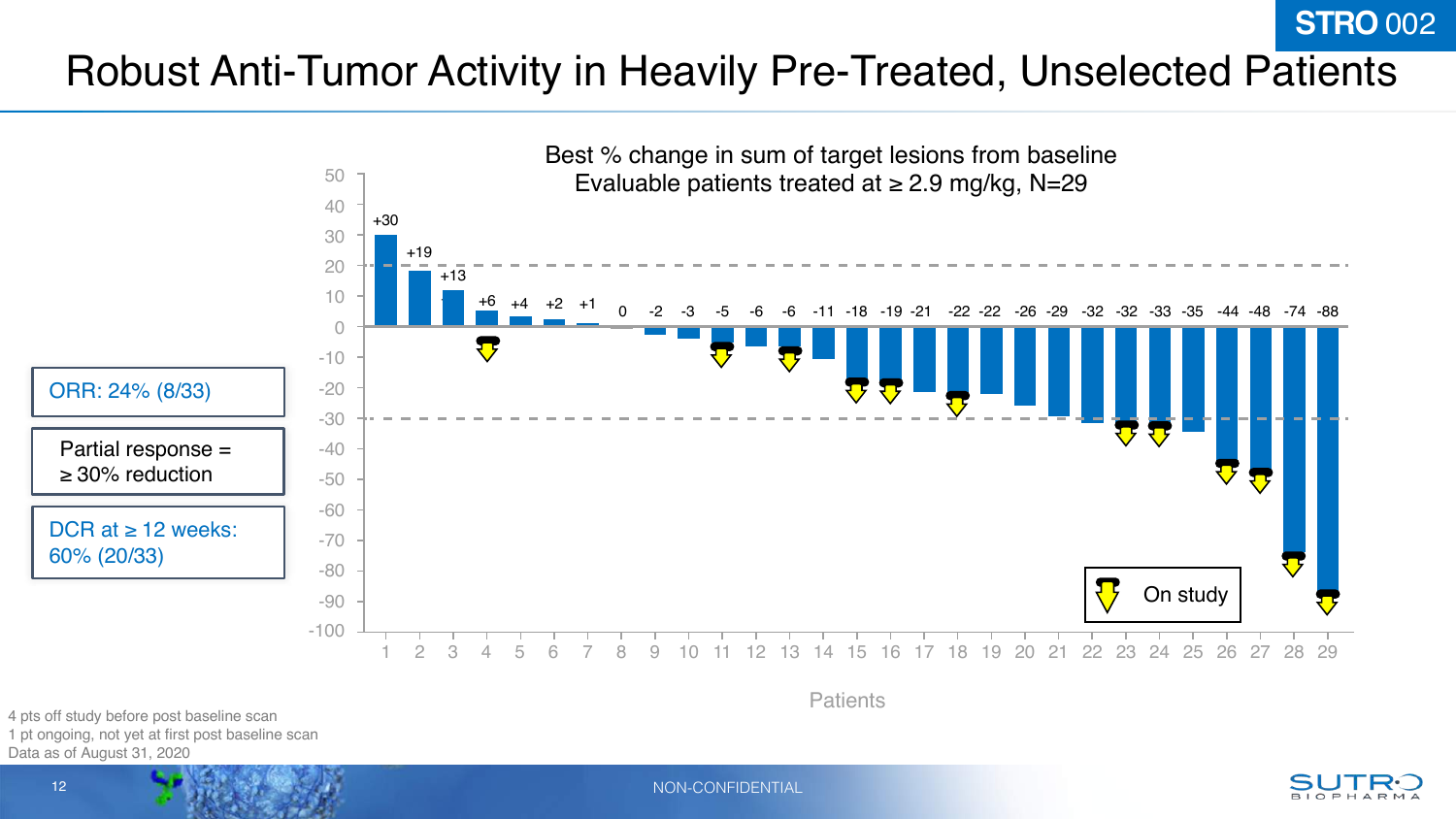STRO 002

# Robust Anti-Tumor Activity in Heavily Pre-Treated, Unselected Patients

ORR: 24% (8/33)

Partial response = ≥ 30% reduction

DCR at ≥ 12 weeks: 60% (20/33)

Best % change in sum of target lesions from baseline
Evaluable patients treated at ≥ 2.9 mg/kg, N=29

50
40
30
20
10
0
-10
-20
-30
-40
-50
-60
-70
-80
-90
-100

+30 +19 +13 +6 +4 +2 +1 0 -2 -3 -5 -6 -6 -11 -18 -19 -21 -22 -22 -26 -29 -32 -32 -33 -35 -44 -48 -74 -88

1 2 3 4 5 6 7 8 9 10 11 12 13 14 15 16 17 18 19 20 21 22 23 24 25 26 27 28 29

Patients

On study

4 pts off study before post baseline scan
1 pt ongoing, not yet at first post baseline scan
Data as of August 31, 2020

NON-CONFIDENTIAL

SUTRO BIOPHARMA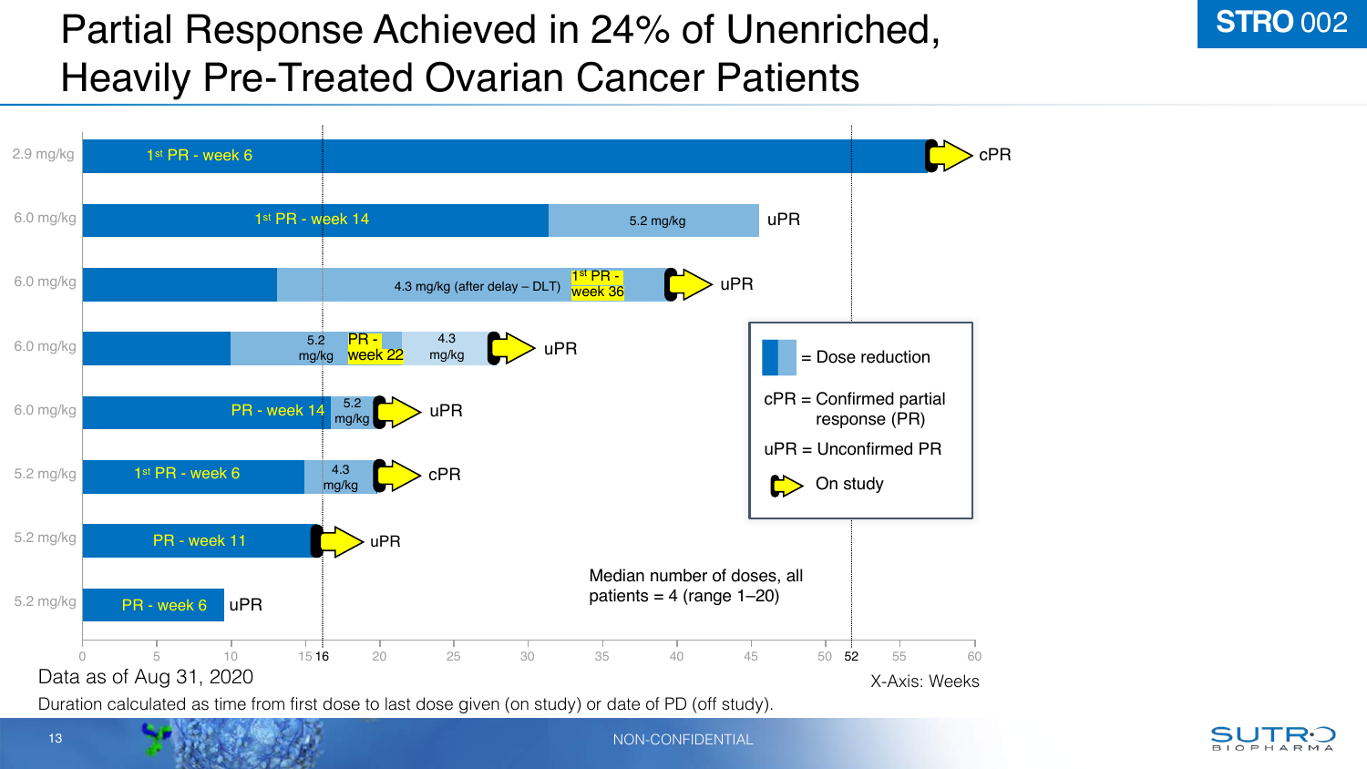# Partial Response Achieved in 24% of Unenriched, Heavily Pre-Treated Ovarian Cancer Patients

STRO 002

2.9 mg/kg
1st PR - week 6
cPR

6.0 mg/kg
1st PR - week 14
5.2 mg/kg
uPR

6.0 mg/kg
4.3 mg/kg (after delay – DLT)
1st PR - week 36
uPR

6.0 mg/kg
5.2 mg/kg
PR - week 22
4.3 mg/kg
uPR

6.0 mg/kg
PR - week 14
5.2 mg/kg
uPR

5.2 mg/kg
1st PR - week 6
4.3 mg/kg
cPR

5.2 mg/kg
PR - week 11
uPR

5.2 mg/kg
PR - week 6
uPR

= Dose reduction

cPR = Confirmed partial response (PR)

uPR = Unconfirmed PR

On study

Median number of doses, all patients = 4 (range 1–20)

0 5 10 15 16 20 25 30 35 40 45 50 52 55 60

X-Axis: Weeks

Data as of Aug 31, 2020

Duration calculated as time from first dose to last dose given (on study) or date of PD (off study).

NON-CONFIDENTIAL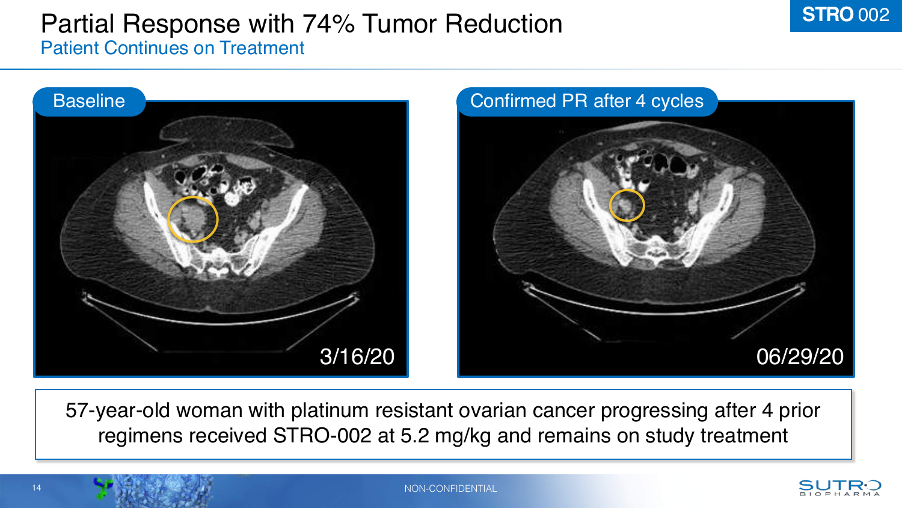# Partial Response with 74% Tumor Reduction

## Patient Continues on Treatment

STRO 002

Baseline

3/16/20

Confirmed PR after 4 cycles

06/29/20

57-year-old woman with platinum resistant ovarian cancer progressing after 4 prior regimens received STRO-002 at 5.2 mg/kg and remains on study treatment

NON-CONFIDENTIAL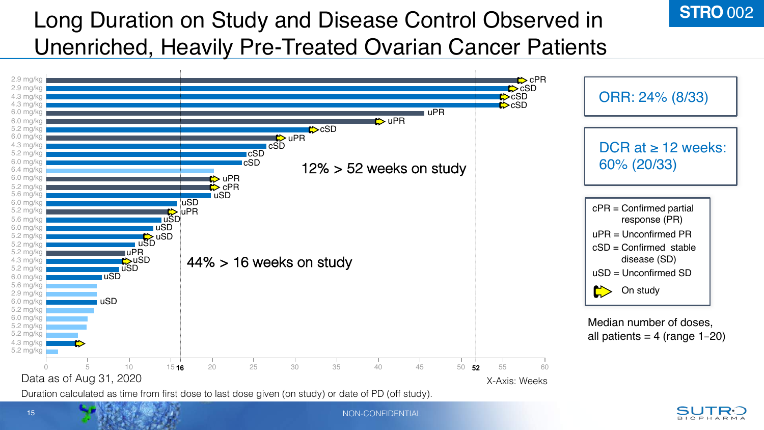# Long Duration on Study and Disease Control Observed in Unenriched, Heavily Pre-Treated Ovarian Cancer Patients

STRO 002

2.9 mg/kg — cPR
2.9 mg/kg — cSD
4.3 mg/kg — cSD
4.3 mg/kg — cSD
6.0 mg/kg — uPR
6.0 mg/kg — uPR
5.2 mg/kg — cSD
6.0 mg/kg — uPR
4.3 mg/kg — cSD
5.2 mg/kg — cSD
6.0 mg/kg — cSD
6.4 mg/kg
6.0 mg/kg — uPR
5.2 mg/kg — cPR
5.6 mg/kg — uSD
6.0 mg/kg — uSD
5.2 mg/kg — uPR
5.6 mg/kg — uSD
6.0 mg/kg — uSD
5.2 mg/kg — uSD
5.2 mg/kg — uSD
5.2 mg/kg — uPR
4.3 mg/kg — uSD
5.2 mg/kg — uSD
6.0 mg/kg — uSD
5.6 mg/kg
2.9 mg/kg
6.0 mg/kg — uSD
5.2 mg/kg
6.0 mg/kg
5.2 mg/kg
5.2 mg/kg
4.3 mg/kg
5.2 mg/kg

12% > 52 weeks on study

44% > 16 weeks on study

0 5 10 15 16 20 25 30 35 40 45 50 52 55 60

X-Axis: Weeks

Data as of Aug 31, 2020

Duration calculated as time from first dose to last dose given (on study) or date of PD (off study).

ORR: 24% (8/33)

DCR at ≥ 12 weeks: 60% (20/33)

cPR = Confirmed partial response (PR)
uPR = Unconfirmed PR
cSD = Confirmed stable disease (SD)
uSD = Unconfirmed SD
On study

Median number of doses, all patients = 4 (range 1–20)

NON-CONFIDENTIAL

SUTRO BIOPHARMA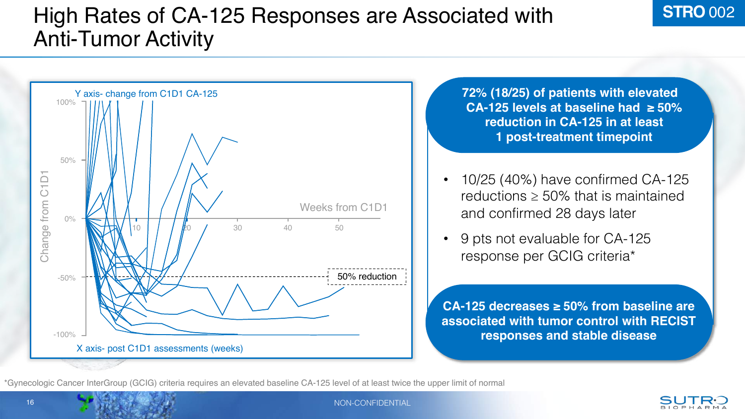# High Rates of CA-125 Responses are Associated with Anti-Tumor Activity

STRO 002

Y axis- change from C1D1 CA-125

Change from C1D1

100%

50%

0%

-50%

-100%

Weeks from C1D1

10

20

30

40

50

50% reduction

X axis- post C1D1 assessments (weeks)

**72% (18/25) of patients with elevated CA-125 levels at baseline had ≥ 50% reduction in CA-125 in at least 1 post-treatment timepoint**

- 10/25 (40%) have confirmed CA-125 reductions ≥ 50% that is maintained and confirmed 28 days later
- 9 pts not evaluable for CA-125 response per GCIG criteria*

**CA-125 decreases ≥ 50% from baseline are associated with tumor control with RECIST responses and stable disease**

*Gynecologic Cancer InterGroup (GCIG) criteria requires an elevated baseline CA-125 level of at least twice the upper limit of normal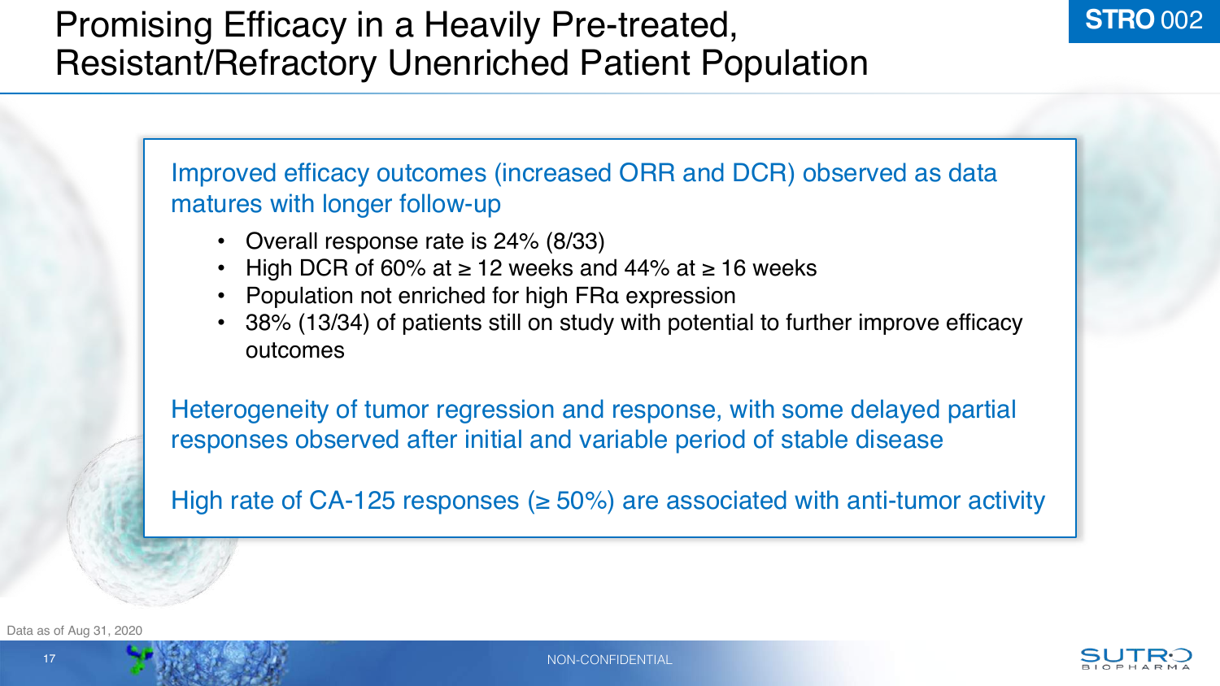# Promising Efficacy in a Heavily Pre-treated, Resistant/Refractory Unenriched Patient Population

STRO 002

Improved efficacy outcomes (increased ORR and DCR) observed as data matures with longer follow-up

- Overall response rate is 24% (8/33)
- High DCR of 60% at ≥ 12 weeks and 44% at ≥ 16 weeks
- Population not enriched for high FRα expression
- 38% (13/34) of patients still on study with potential to further improve efficacy outcomes

Heterogeneity of tumor regression and response, with some delayed partial responses observed after initial and variable period of stable disease

High rate of CA-125 responses (≥ 50%) are associated with anti-tumor activity

Data as of Aug 31, 2020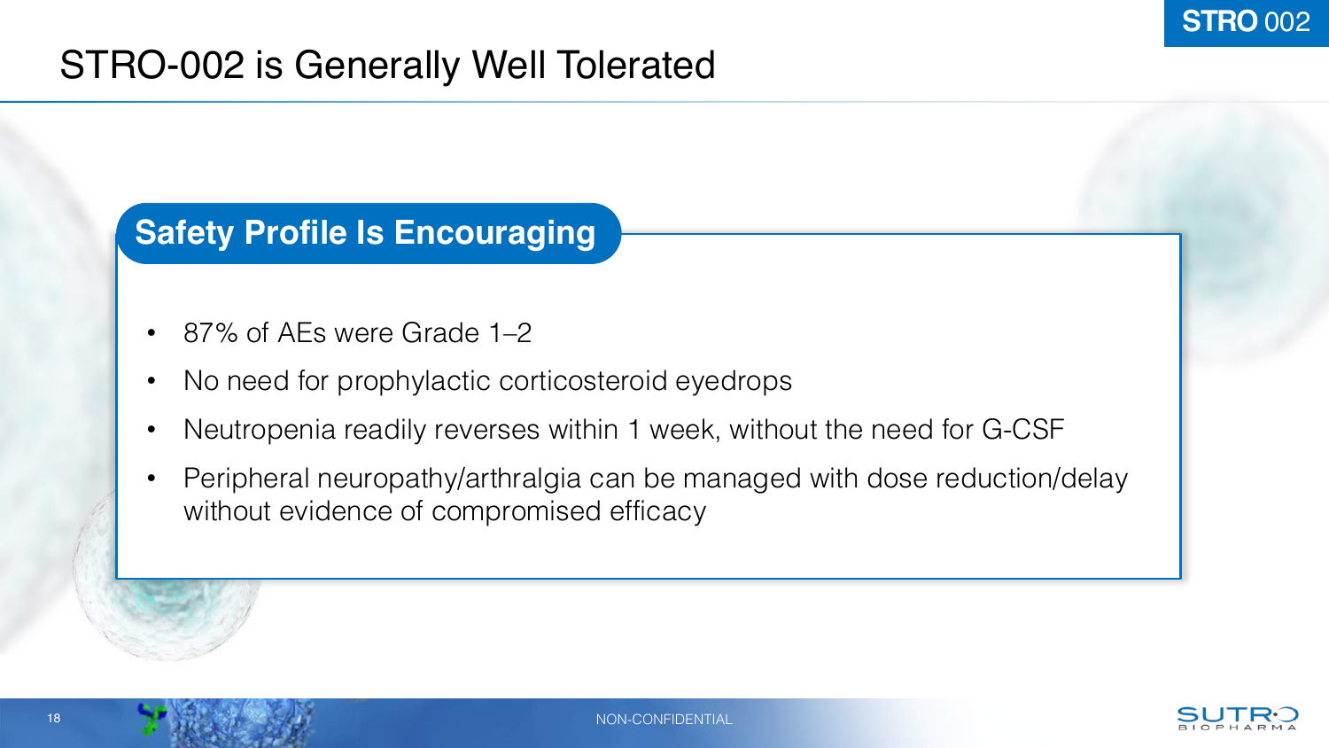# STRO-002 is Generally Well Tolerated

## Safety Profile Is Encouraging

- 87% of AEs were Grade 1–2
- No need for prophylactic corticosteroid eyedrops
- Neutropenia readily reverses within 1 week, without the need for G-CSF
- Peripheral neuropathy/arthralgia can be managed with dose reduction/delay without evidence of compromised efficacy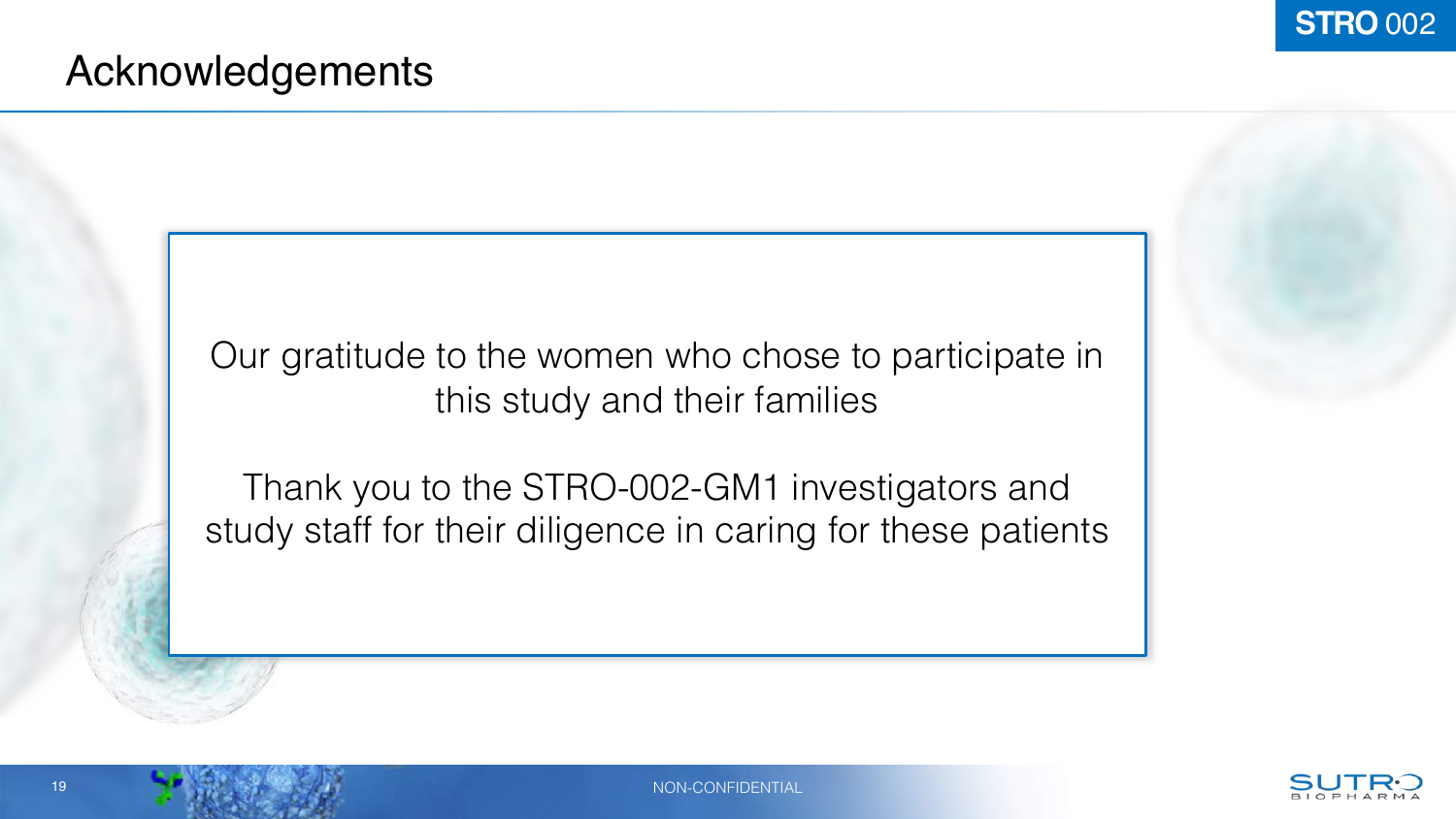# Acknowledgements

Our gratitude to the women who chose to participate in this study and their families

Thank you to the STRO-002-GM1 investigators and study staff for their diligence in caring for these patients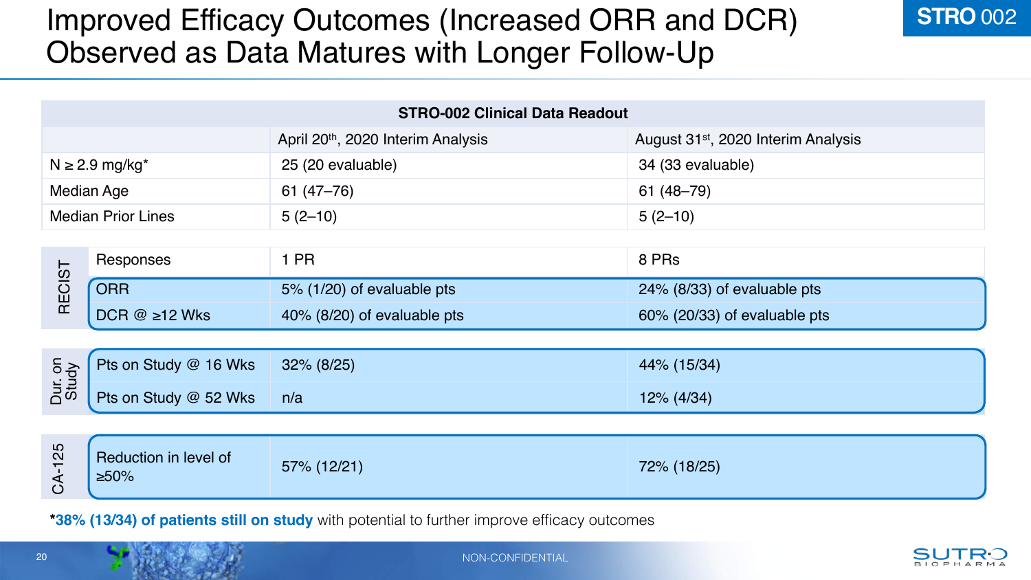# Improved Efficacy Outcomes (Increased ORR and DCR) Observed as Data Matures with Longer Follow-Up

STRO 002

**STRO-002 Clinical Data Readout**

| | | April 20th, 2020 Interim Analysis | August 31st, 2020 Interim Analysis |
|---|---|---|---|
| | N ≥ 2.9 mg/kg* | 25 (20 evaluable) | 34 (33 evaluable) |
| | Median Age | 61 (47–76) | 61 (48–79) |
| | Median Prior Lines | 5 (2–10) | 5 (2–10) |
| RECIST | Responses | 1 PR | 8 PRs |
| RECIST | ORR | 5% (1/20) of evaluable pts | 24% (8/33) of evaluable pts |
| RECIST | DCR @ ≥12 Wks | 40% (8/20) of evaluable pts | 60% (20/33) of evaluable pts |
| Dur. on Study | Pts on Study @ 16 Wks | 32% (8/25) | 44% (15/34) |
| Dur. on Study | Pts on Study @ 52 Wks | n/a | 12% (4/34) |
| CA-125 | Reduction in level of ≥50% | 57% (12/21) | 72% (18/25) |

***38% (13/34) of patients still on study** with potential to further improve efficacy outcomes

NON-CONFIDENTIAL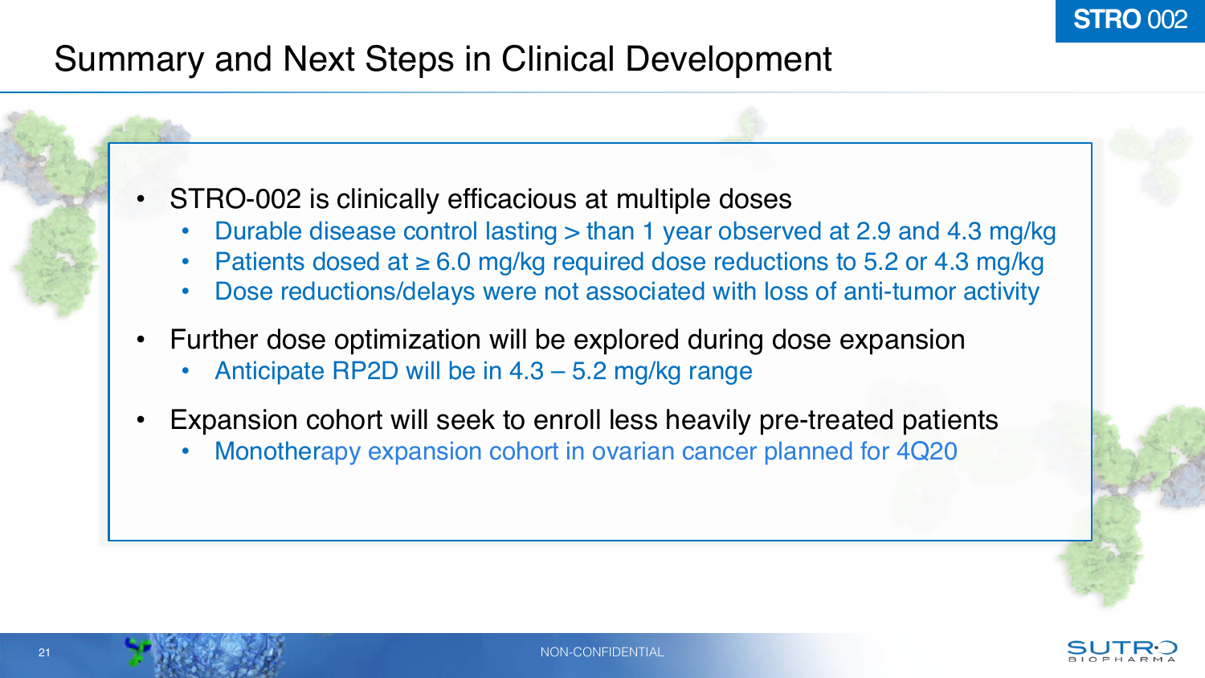# Summary and Next Steps in Clinical Development

- STRO-002 is clinically efficacious at multiple doses
  - Durable disease control lasting > than 1 year observed at 2.9 and 4.3 mg/kg
  - Patients dosed at ≥ 6.0 mg/kg required dose reductions to 5.2 or 4.3 mg/kg
  - Dose reductions/delays were not associated with loss of anti-tumor activity
- Further dose optimization will be explored during dose expansion
  - Anticipate RP2D will be in 4.3 – 5.2 mg/kg range
- Expansion cohort will seek to enroll less heavily pre-treated patients
  - Monotherapy expansion cohort in ovarian cancer planned for 4Q20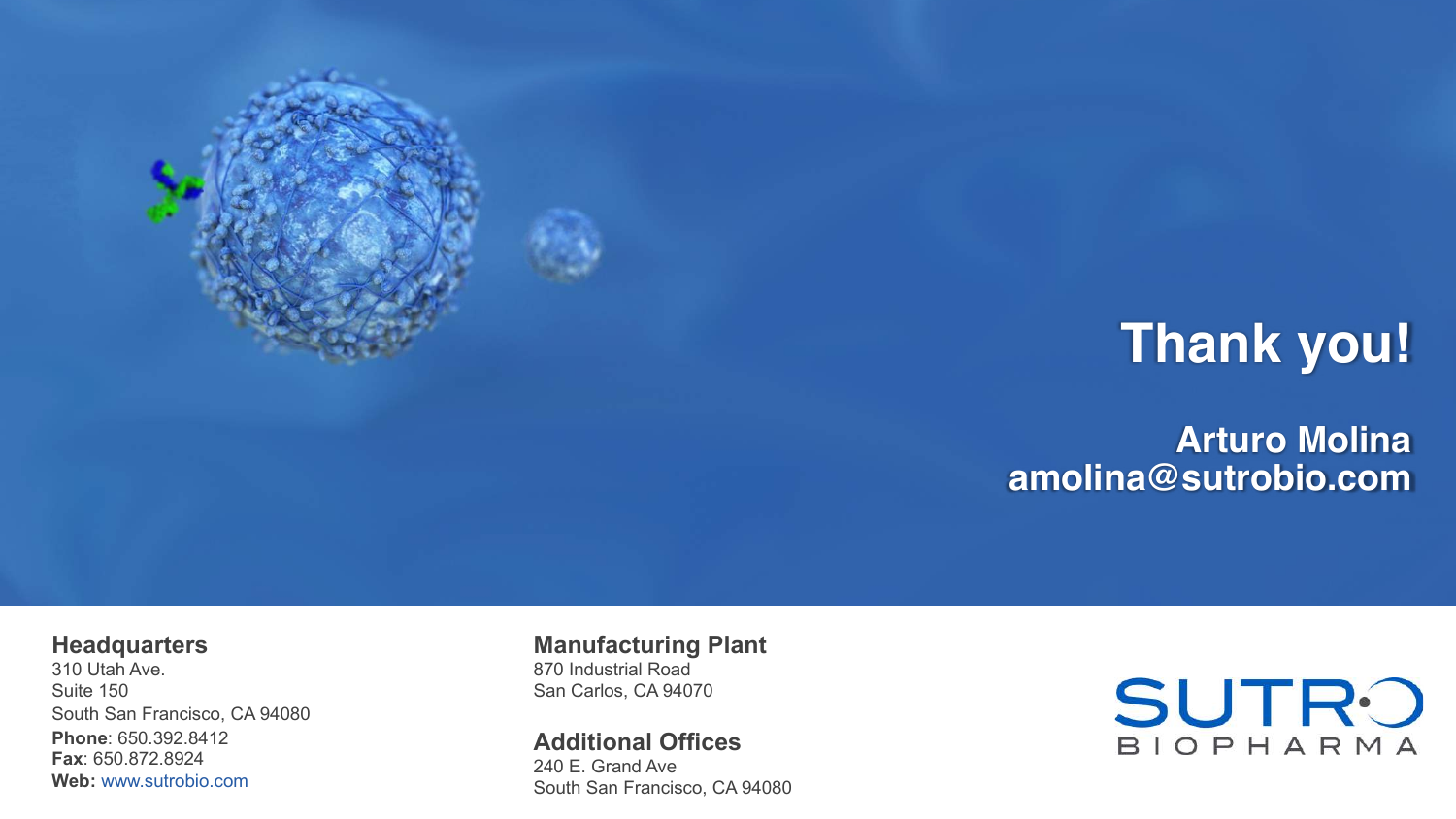# Thank you!

**Arturo Molina**
**amolina@sutrobio.com**

**Headquarters**
310 Utah Ave.
Suite 150
South San Francisco, CA 94080
**Phone**: 650.392.8412
**Fax**: 650.872.8924
**Web:** www.sutrobio.com

**Manufacturing Plant**
870 Industrial Road
San Carlos, CA 94070

**Additional Offices**
240 E. Grand Ave
South San Francisco, CA 94080

SUTRO BIOPHARMA